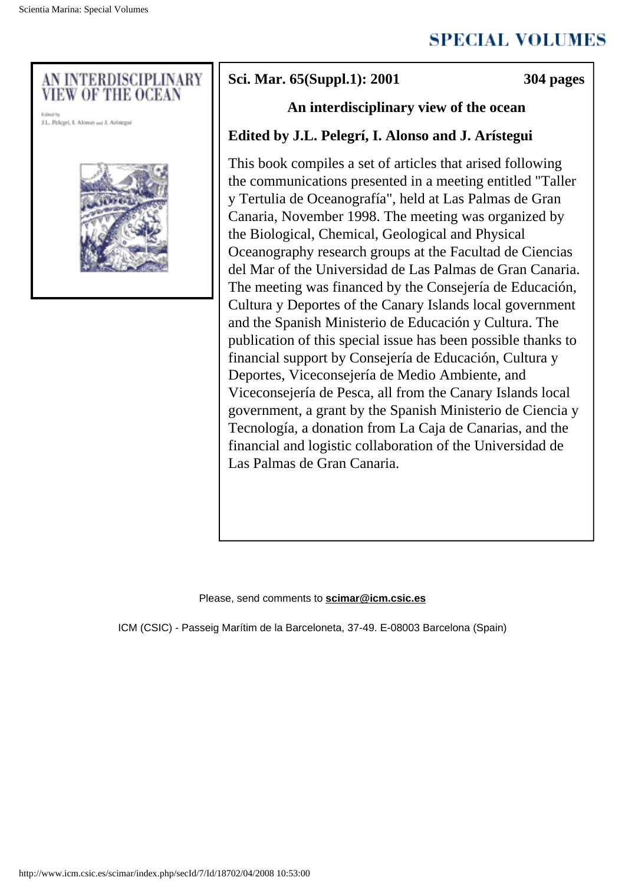# SPECIAL VOLUMES

AN INTERDISCIPLINARY VIEW OF THE OCEAN

Edited by J.L. Pelegrí, I. Alonso and J. Arístegui

**Sci. Mar. 65(Suppl.1): 2001** **304 pages**

**An interdisciplinary view of the ocean**

**Edited by J.L. Pelegrí, I. Alonso and J. Arístegui**

This book compiles a set of articles that arised following the communications presented in a meeting entitled "Taller y Tertulia de Oceanografía", held at Las Palmas de Gran Canaria, November 1998. The meeting was organized by the Biological, Chemical, Geological and Physical Oceanography research groups at the Facultad de Ciencias del Mar of the Universidad de Las Palmas de Gran Canaria. The meeting was financed by the Consejería de Educación, Cultura y Deportes of the Canary Islands local government and the Spanish Ministerio de Educación y Cultura. The publication of this special issue has been possible thanks to financial support by Consejería de Educación, Cultura y Deportes, Viceconsejería de Medio Ambiente, and Viceconsejería de Pesca, all from the Canary Islands local government, a grant by the Spanish Ministerio de Ciencia y Tecnología, a donation from La Caja de Canarias, and the financial and logistic collaboration of the Universidad de Las Palmas de Gran Canaria.

Please, send comments to **scimar@icm.csic.es**

ICM (CSIC) - Passeig Marítim de la Barceloneta, 37-49. E-08003 Barcelona (Spain)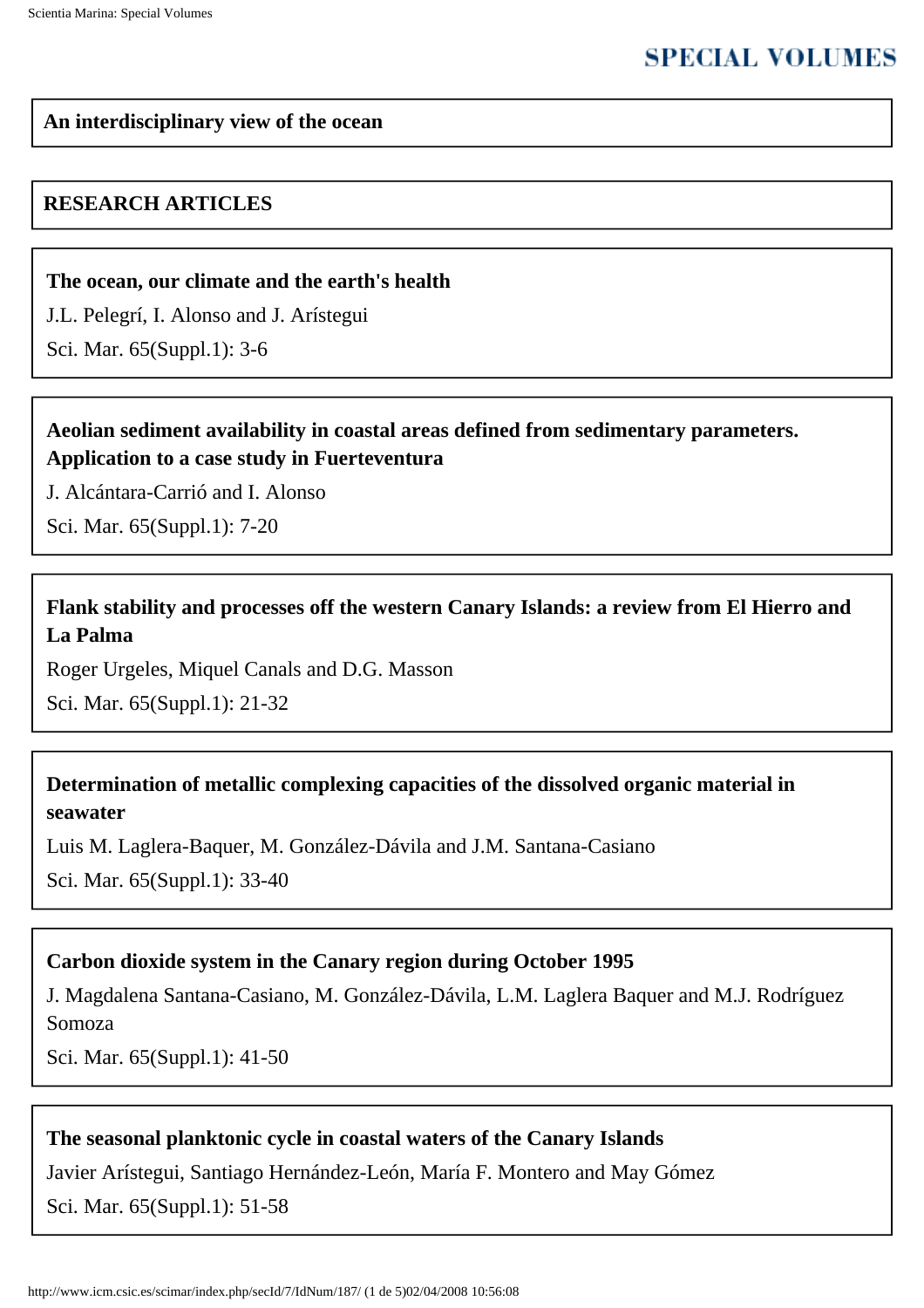## An interdisciplinary view of the ocean

## RESEARCH ARTICLES

**The ocean, our climate and the earth's health**

J.L. Pelegrí, I. Alonso and J. Arístegui

Sci. Mar. 65(Suppl.1): 3-6

**Aeolian sediment availability in coastal areas defined from sedimentary parameters. Application to a case study in Fuerteventura**

J. Alcántara-Carrió and I. Alonso

Sci. Mar. 65(Suppl.1): 7-20

**Flank stability and processes off the western Canary Islands: a review from El Hierro and La Palma**

Roger Urgeles, Miquel Canals and D.G. Masson

Sci. Mar. 65(Suppl.1): 21-32

**Determination of metallic complexing capacities of the dissolved organic material in seawater**

Luis M. Laglera-Baquer, M. González-Dávila and J.M. Santana-Casiano

Sci. Mar. 65(Suppl.1): 33-40

**Carbon dioxide system in the Canary region during October 1995**

J. Magdalena Santana-Casiano, M. González-Dávila, L.M. Laglera Baquer and M.J. Rodríguez Somoza

Sci. Mar. 65(Suppl.1): 41-50

**The seasonal planktonic cycle in coastal waters of the Canary Islands**

Javier Arístegui, Santiago Hernández-León, María F. Montero and May Gómez

Sci. Mar. 65(Suppl.1): 51-58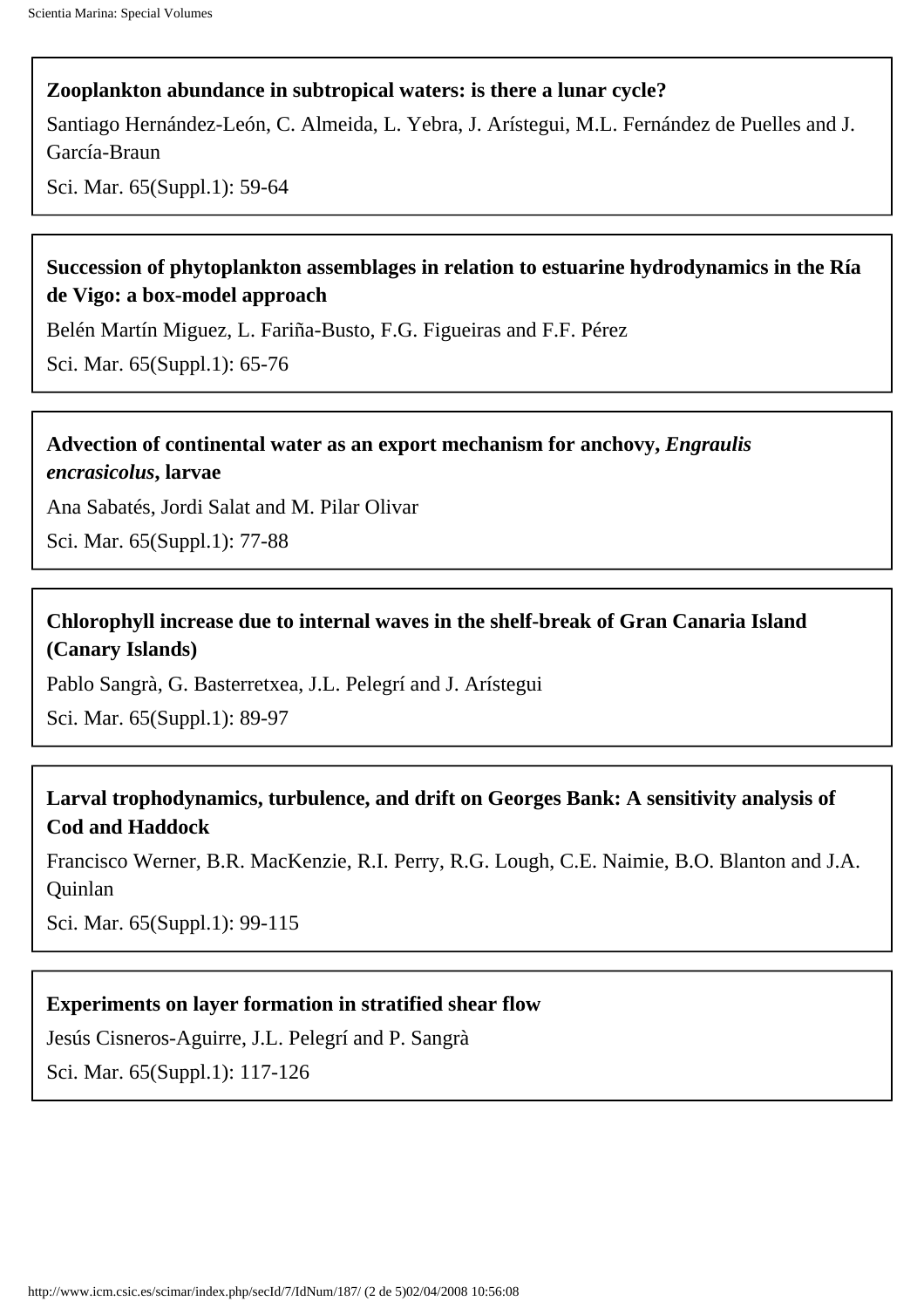**Zooplankton abundance in subtropical waters: is there a lunar cycle?**

Santiago Hernández-León, C. Almeida, L. Yebra, J. Arístegui, M.L. Fernández de Puelles and J. García-Braun

Sci. Mar. 65(Suppl.1): 59-64

---

**Succession of phytoplankton assemblages in relation to estuarine hydrodynamics in the Ría de Vigo: a box-model approach**

Belén Martín Miguez, L. Fariña-Busto, F.G. Figueiras and F.F. Pérez

Sci. Mar. 65(Suppl.1): 65-76

---

**Advection of continental water as an export mechanism for anchovy, *Engraulis encrasicolus*, larvae**

Ana Sabatés, Jordi Salat and M. Pilar Olivar

Sci. Mar. 65(Suppl.1): 77-88

---

**Chlorophyll increase due to internal waves in the shelf-break of Gran Canaria Island (Canary Islands)**

Pablo Sangrà, G. Basterretxea, J.L. Pelegrí and J. Arístegui

Sci. Mar. 65(Suppl.1): 89-97

---

**Larval trophodynamics, turbulence, and drift on Georges Bank: A sensitivity analysis of Cod and Haddock**

Francisco Werner, B.R. MacKenzie, R.I. Perry, R.G. Lough, C.E. Naimie, B.O. Blanton and J.A. Quinlan

Sci. Mar. 65(Suppl.1): 99-115

---

**Experiments on layer formation in stratified shear flow**

Jesús Cisneros-Aguirre, J.L. Pelegrí and P. Sangrà

Sci. Mar. 65(Suppl.1): 117-126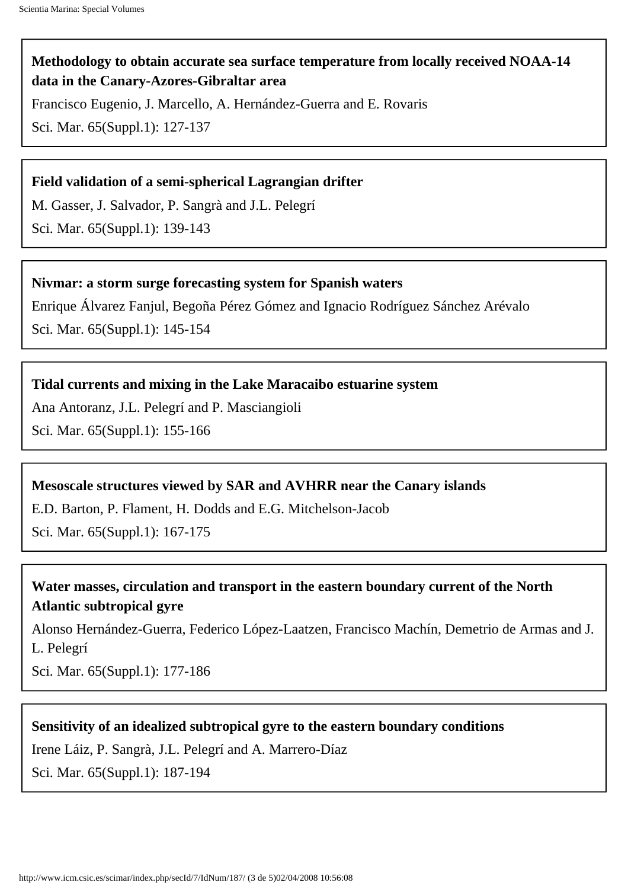**Methodology to obtain accurate sea surface temperature from locally received NOAA-14 data in the Canary-Azores-Gibraltar area**

Francisco Eugenio, J. Marcello, A. Hernández-Guerra and E. Rovaris

Sci. Mar. 65(Suppl.1): 127-137

**Field validation of a semi-spherical Lagrangian drifter**

M. Gasser, J. Salvador, P. Sangrà and J.L. Pelegrí

Sci. Mar. 65(Suppl.1): 139-143

**Nivmar: a storm surge forecasting system for Spanish waters**

Enrique Álvarez Fanjul, Begoña Pérez Gómez and Ignacio Rodríguez Sánchez Arévalo

Sci. Mar. 65(Suppl.1): 145-154

**Tidal currents and mixing in the Lake Maracaibo estuarine system**

Ana Antoranz, J.L. Pelegrí and P. Masciangioli

Sci. Mar. 65(Suppl.1): 155-166

**Mesoscale structures viewed by SAR and AVHRR near the Canary islands**

E.D. Barton, P. Flament, H. Dodds and E.G. Mitchelson-Jacob

Sci. Mar. 65(Suppl.1): 167-175

**Water masses, circulation and transport in the eastern boundary current of the North Atlantic subtropical gyre**

Alonso Hernández-Guerra, Federico López-Laatzen, Francisco Machín, Demetrio de Armas and J. L. Pelegrí

Sci. Mar. 65(Suppl.1): 177-186

**Sensitivity of an idealized subtropical gyre to the eastern boundary conditions**

Irene Láiz, P. Sangrà, J.L. Pelegrí and A. Marrero-Díaz

Sci. Mar. 65(Suppl.1): 187-194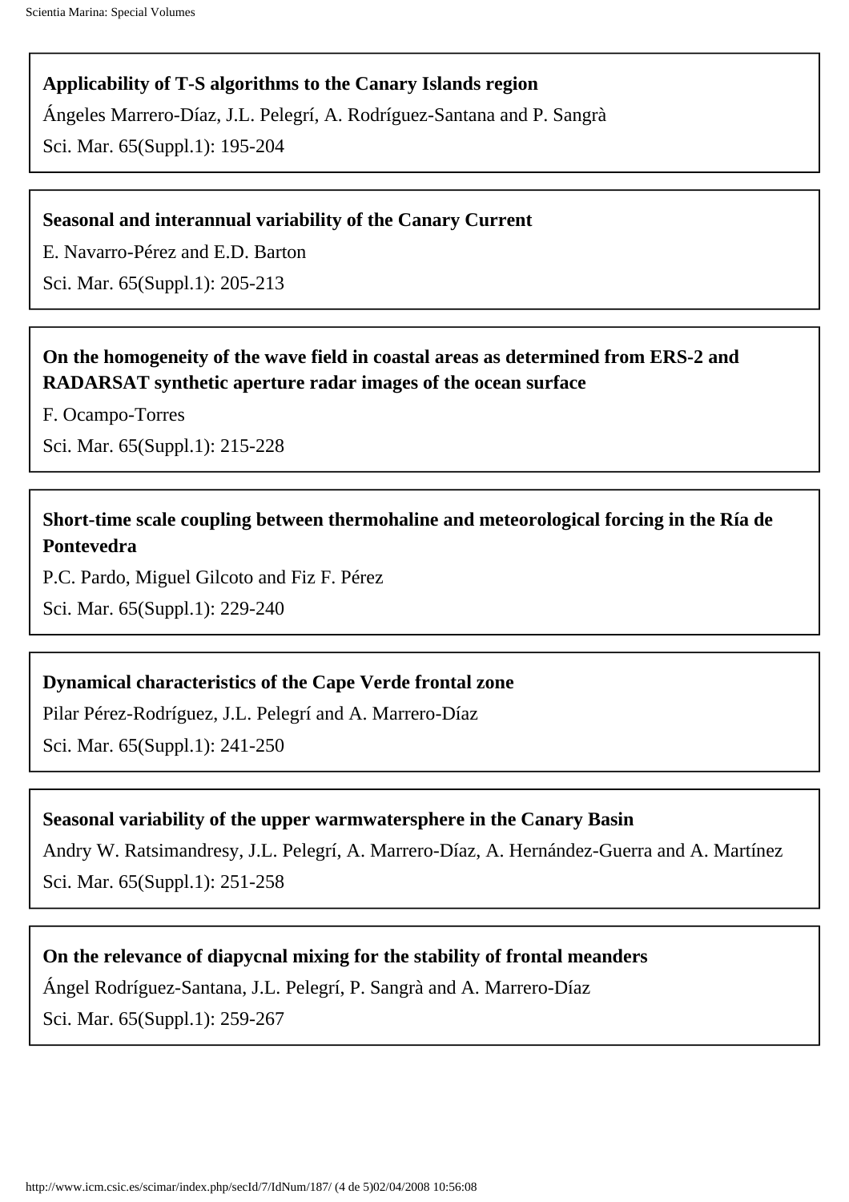**Applicability of T-S algorithms to the Canary Islands region**

Ángeles Marrero-Díaz, J.L. Pelegrí, A. Rodríguez-Santana and P. Sangrà

Sci. Mar. 65(Suppl.1): 195-204

**Seasonal and interannual variability of the Canary Current**

E. Navarro-Pérez and E.D. Barton

Sci. Mar. 65(Suppl.1): 205-213

**On the homogeneity of the wave field in coastal areas as determined from ERS-2 and RADARSAT synthetic aperture radar images of the ocean surface**

F. Ocampo-Torres

Sci. Mar. 65(Suppl.1): 215-228

**Short-time scale coupling between thermohaline and meteorological forcing in the Ría de Pontevedra**

P.C. Pardo, Miguel Gilcoto and Fiz F. Pérez

Sci. Mar. 65(Suppl.1): 229-240

**Dynamical characteristics of the Cape Verde frontal zone**

Pilar Pérez-Rodríguez, J.L. Pelegrí and A. Marrero-Díaz

Sci. Mar. 65(Suppl.1): 241-250

**Seasonal variability of the upper warmwatersphere in the Canary Basin**

Andry W. Ratsimandresy, J.L. Pelegrí, A. Marrero-Díaz, A. Hernández-Guerra and A. Martínez

Sci. Mar. 65(Suppl.1): 251-258

**On the relevance of diapycnal mixing for the stability of frontal meanders**

Ángel Rodríguez-Santana, J.L. Pelegrí, P. Sangrà and A. Marrero-Díaz

Sci. Mar. 65(Suppl.1): 259-267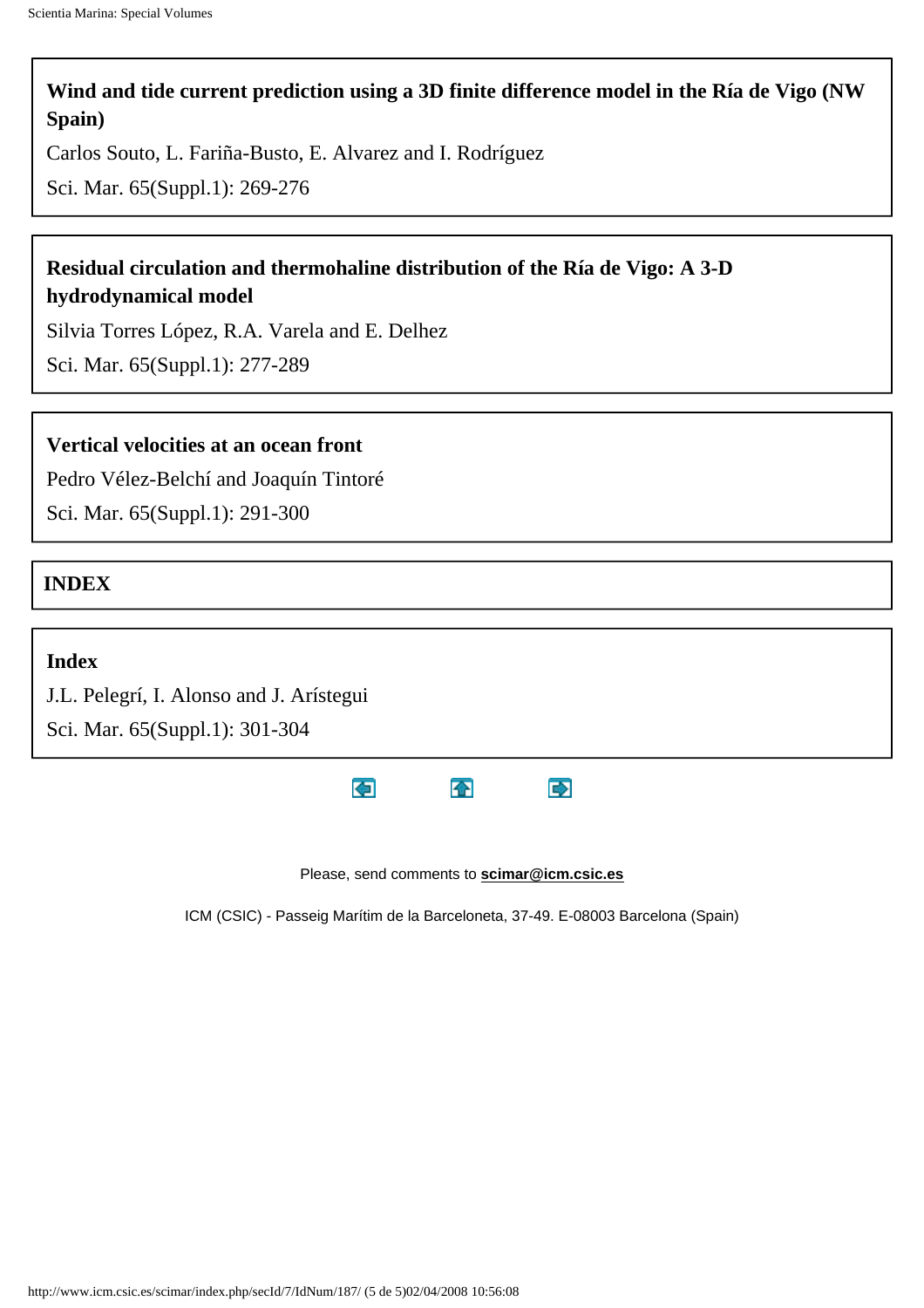**Wind and tide current prediction using a 3D finite difference model in the Ría de Vigo (NW Spain)**

Carlos Souto, L. Fariña-Busto, E. Alvarez and I. Rodríguez

Sci. Mar. 65(Suppl.1): 269-276

**Residual circulation and thermohaline distribution of the Ría de Vigo: A 3-D hydrodynamical model**

Silvia Torres López, R.A. Varela and E. Delhez

Sci. Mar. 65(Suppl.1): 277-289

**Vertical velocities at an ocean front**

Pedro Vélez-Belchí and Joaquín Tintoré

Sci. Mar. 65(Suppl.1): 291-300

## INDEX

**Index**

J.L. Pelegrí, I. Alonso and J. Arístegui

Sci. Mar. 65(Suppl.1): 301-304

Please, send comments to **scimar@icm.csic.es**

ICM (CSIC) - Passeig Marítim de la Barceloneta, 37-49. E-08003 Barcelona (Spain)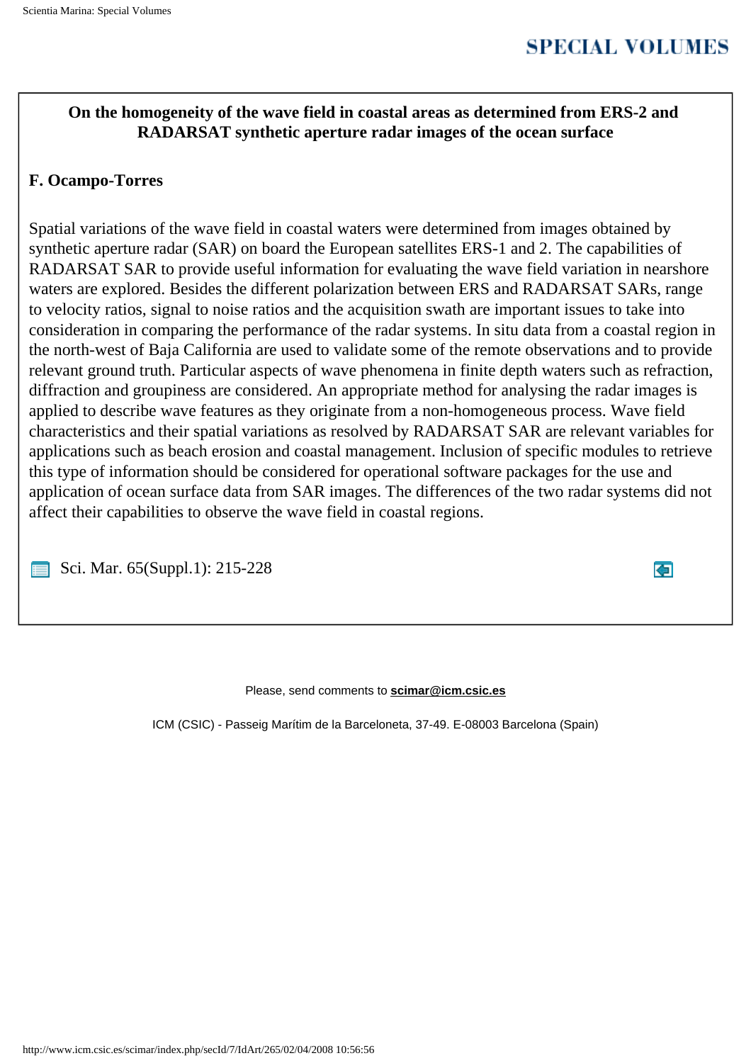**On the homogeneity of the wave field in coastal areas as determined from ERS-2 and RADARSAT synthetic aperture radar images of the ocean surface**

**F. Ocampo-Torres**

Spatial variations of the wave field in coastal waters were determined from images obtained by synthetic aperture radar (SAR) on board the European satellites ERS-1 and 2. The capabilities of RADARSAT SAR to provide useful information for evaluating the wave field variation in nearshore waters are explored. Besides the different polarization between ERS and RADARSAT SARs, range to velocity ratios, signal to noise ratios and the acquisition swath are important issues to take into consideration in comparing the performance of the radar systems. In situ data from a coastal region in the north-west of Baja California are used to validate some of the remote observations and to provide relevant ground truth. Particular aspects of wave phenomena in finite depth waters such as refraction, diffraction and groupiness are considered. An appropriate method for analysing the radar images is applied to describe wave features as they originate from a non-homogeneous process. Wave field characteristics and their spatial variations as resolved by RADARSAT SAR are relevant variables for applications such as beach erosion and coastal management. Inclusion of specific modules to retrieve this type of information should be considered for operational software packages for the use and application of ocean surface data from SAR images. The differences of the two radar systems did not affect their capabilities to observe the wave field in coastal regions.

Sci. Mar. 65(Suppl.1): 215-228

Please, send comments to **scimar@icm.csic.es**

ICM (CSIC) - Passeig Marítim de la Barceloneta, 37-49. E-08003 Barcelona (Spain)